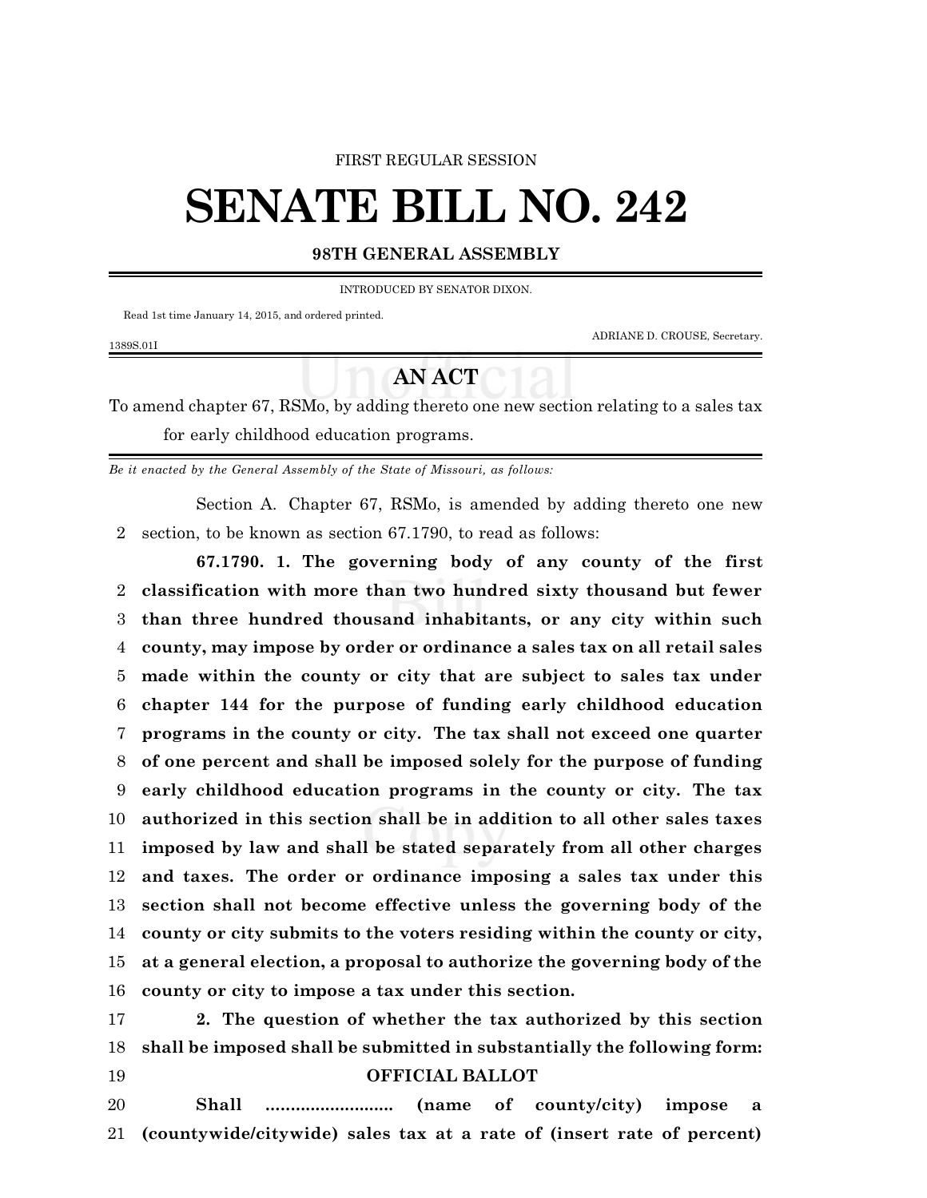FIRST REGULAR SESSION

# SENATE BILL NO. 242

## 98TH GENERAL ASSEMBLY

INTRODUCED BY SENATOR DIXON.

Read 1st time January 14, 2015, and ordered printed.

ADRIANE D. CROUSE, Secretary.

1389S.01I

## AN ACT

To amend chapter 67, RSMo, by adding thereto one new section relating to a sales tax for early childhood education programs.

*Be it enacted by the General Assembly of the State of Missouri, as follows:*

Section A. Chapter 67, RSMo, is amended by adding thereto one new
2 section, to be known as section 67.1790, to read as follows:

**67.1790. 1. The governing body of any county of the first**
2 **classification with more than two hundred sixty thousand but fewer**
3 **than three hundred thousand inhabitants, or any city within such**
4 **county, may impose by order or ordinance a sales tax on all retail sales**
5 **made within the county or city that are subject to sales tax under**
6 **chapter 144 for the purpose of funding early childhood education**
7 **programs in the county or city. The tax shall not exceed one quarter**
8 **of one percent and shall be imposed solely for the purpose of funding**
9 **early childhood education programs in the county or city. The tax**
10 **authorized in this section shall be in addition to all other sales taxes**
11 **imposed by law and shall be stated separately from all other charges**
12 **and taxes. The order or ordinance imposing a sales tax under this**
13 **section shall not become effective unless the governing body of the**
14 **county or city submits to the voters residing within the county or city,**
15 **at a general election, a proposal to authorize the governing body of the**
16 **county or city to impose a tax under this section.**

17 **2. The question of whether the tax authorized by this section**
18 **shall be imposed shall be submitted in substantially the following form:**

19 **OFFICIAL BALLOT**

20 **Shall .......................... (name of county/city) impose a**
21 **(countywide/citywide) sales tax at a rate of (insert rate of percent)**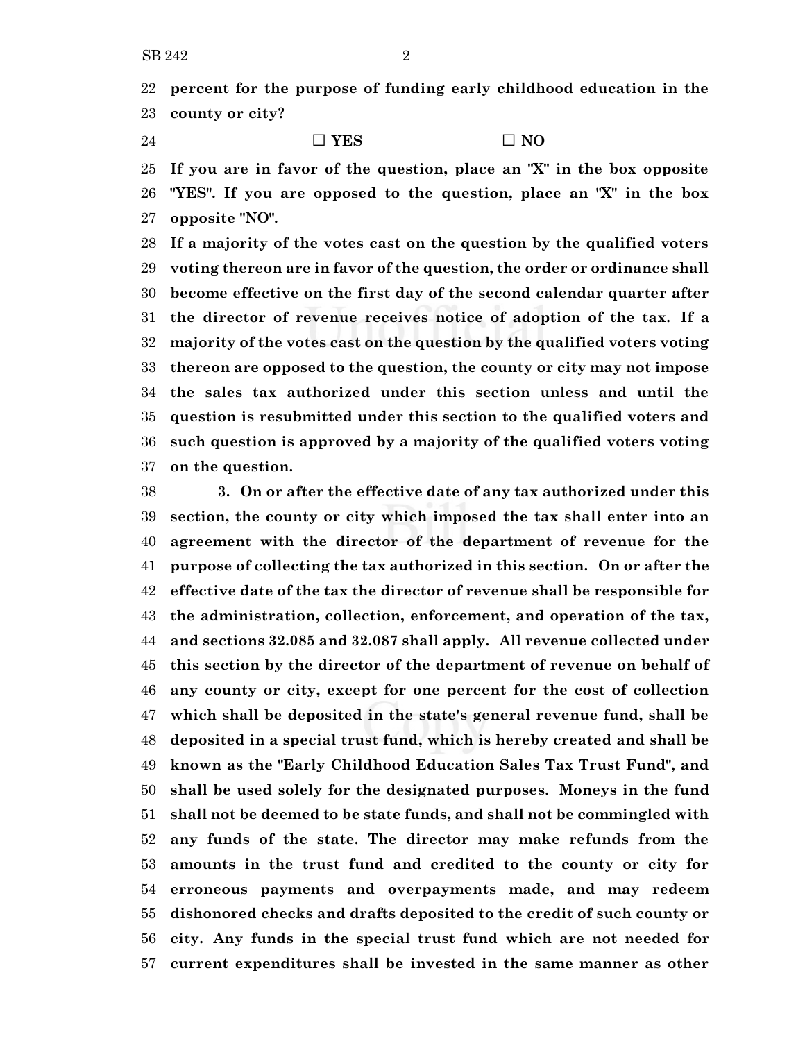**percent for the purpose of funding early childhood education in the county or city?**

**☐ YES ☐ NO**

**If you are in favor of the question, place an "X" in the box opposite "YES". If you are opposed to the question, place an "X" in the box opposite "NO".**

**If a majority of the votes cast on the question by the qualified voters voting thereon are in favor of the question, the order or ordinance shall become effective on the first day of the second calendar quarter after the director of revenue receives notice of adoption of the tax. If a majority of the votes cast on the question by the qualified voters voting thereon are opposed to the question, the county or city may not impose the sales tax authorized under this section unless and until the question is resubmitted under this section to the qualified voters and such question is approved by a majority of the qualified voters voting on the question.**

**3. On or after the effective date of any tax authorized under this section, the county or city which imposed the tax shall enter into an agreement with the director of the department of revenue for the purpose of collecting the tax authorized in this section. On or after the effective date of the tax the director of revenue shall be responsible for the administration, collection, enforcement, and operation of the tax, and sections 32.085 and 32.087 shall apply. All revenue collected under this section by the director of the department of revenue on behalf of any county or city, except for one percent for the cost of collection which shall be deposited in the state's general revenue fund, shall be deposited in a special trust fund, which is hereby created and shall be known as the "Early Childhood Education Sales Tax Trust Fund", and shall be used solely for the designated purposes. Moneys in the fund shall not be deemed to be state funds, and shall not be commingled with any funds of the state. The director may make refunds from the amounts in the trust fund and credited to the county or city for erroneous payments and overpayments made, and may redeem dishonored checks and drafts deposited to the credit of such county or city. Any funds in the special trust fund which are not needed for current expenditures shall be invested in the same manner as other**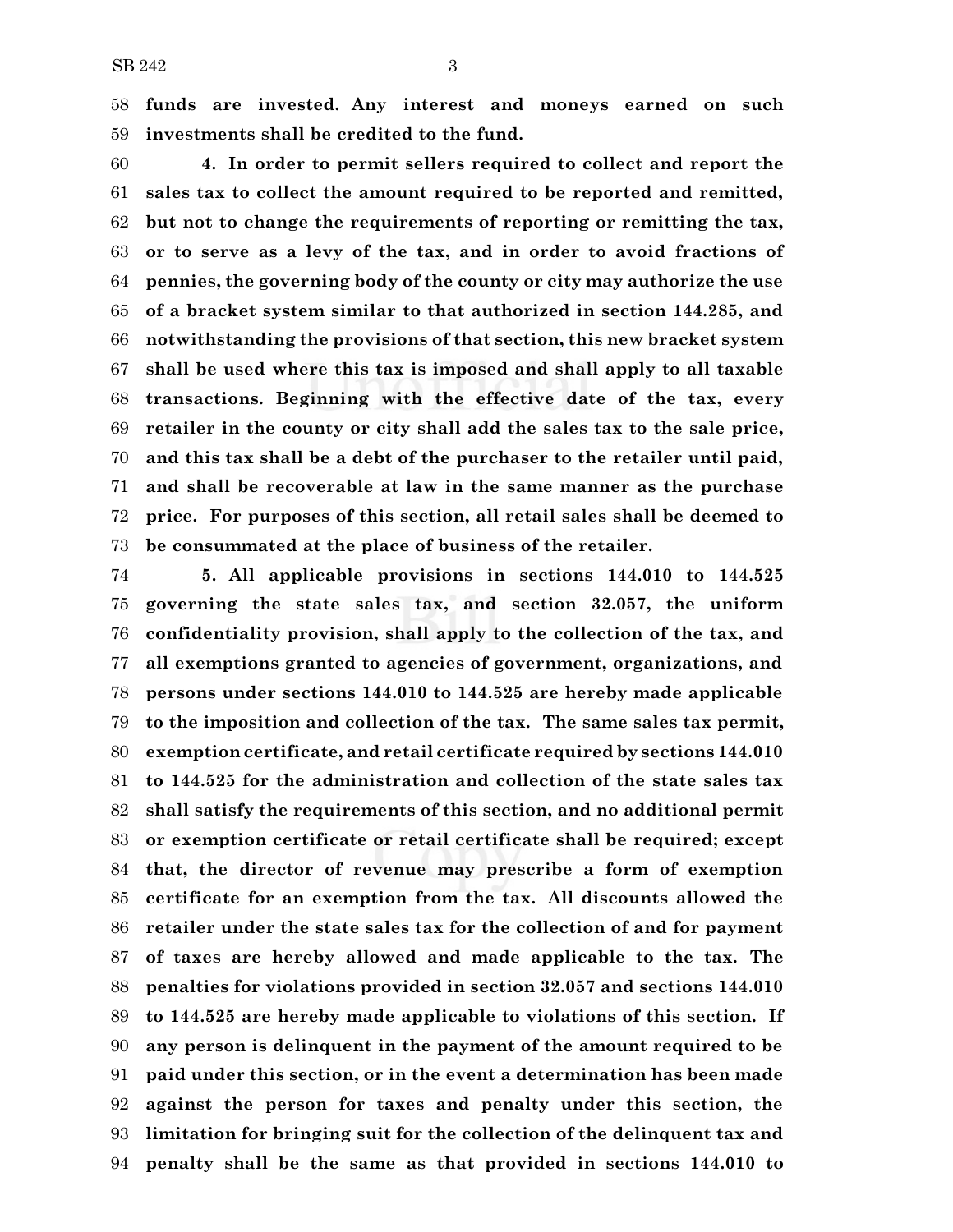**funds are invested. Any interest and moneys earned on such investments shall be credited to the fund.**

**4. In order to permit sellers required to collect and report the sales tax to collect the amount required to be reported and remitted, but not to change the requirements of reporting or remitting the tax, or to serve as a levy of the tax, and in order to avoid fractions of pennies, the governing body of the county or city may authorize the use of a bracket system similar to that authorized in section 144.285, and notwithstanding the provisions of that section, this new bracket system shall be used where this tax is imposed and shall apply to all taxable transactions. Beginning with the effective date of the tax, every retailer in the county or city shall add the sales tax to the sale price, and this tax shall be a debt of the purchaser to the retailer until paid, and shall be recoverable at law in the same manner as the purchase price. For purposes of this section, all retail sales shall be deemed to be consummated at the place of business of the retailer.**

**5. All applicable provisions in sections 144.010 to 144.525 governing the state sales tax, and section 32.057, the uniform confidentiality provision, shall apply to the collection of the tax, and all exemptions granted to agencies of government, organizations, and persons under sections 144.010 to 144.525 are hereby made applicable to the imposition and collection of the tax. The same sales tax permit, exemption certificate, and retail certificate required by sections 144.010 to 144.525 for the administration and collection of the state sales tax shall satisfy the requirements of this section, and no additional permit or exemption certificate or retail certificate shall be required; except that, the director of revenue may prescribe a form of exemption certificate for an exemption from the tax. All discounts allowed the retailer under the state sales tax for the collection of and for payment of taxes are hereby allowed and made applicable to the tax. The penalties for violations provided in section 32.057 and sections 144.010 to 144.525 are hereby made applicable to violations of this section. If any person is delinquent in the payment of the amount required to be paid under this section, or in the event a determination has been made against the person for taxes and penalty under this section, the limitation for bringing suit for the collection of the delinquent tax and penalty shall be the same as that provided in sections 144.010 to**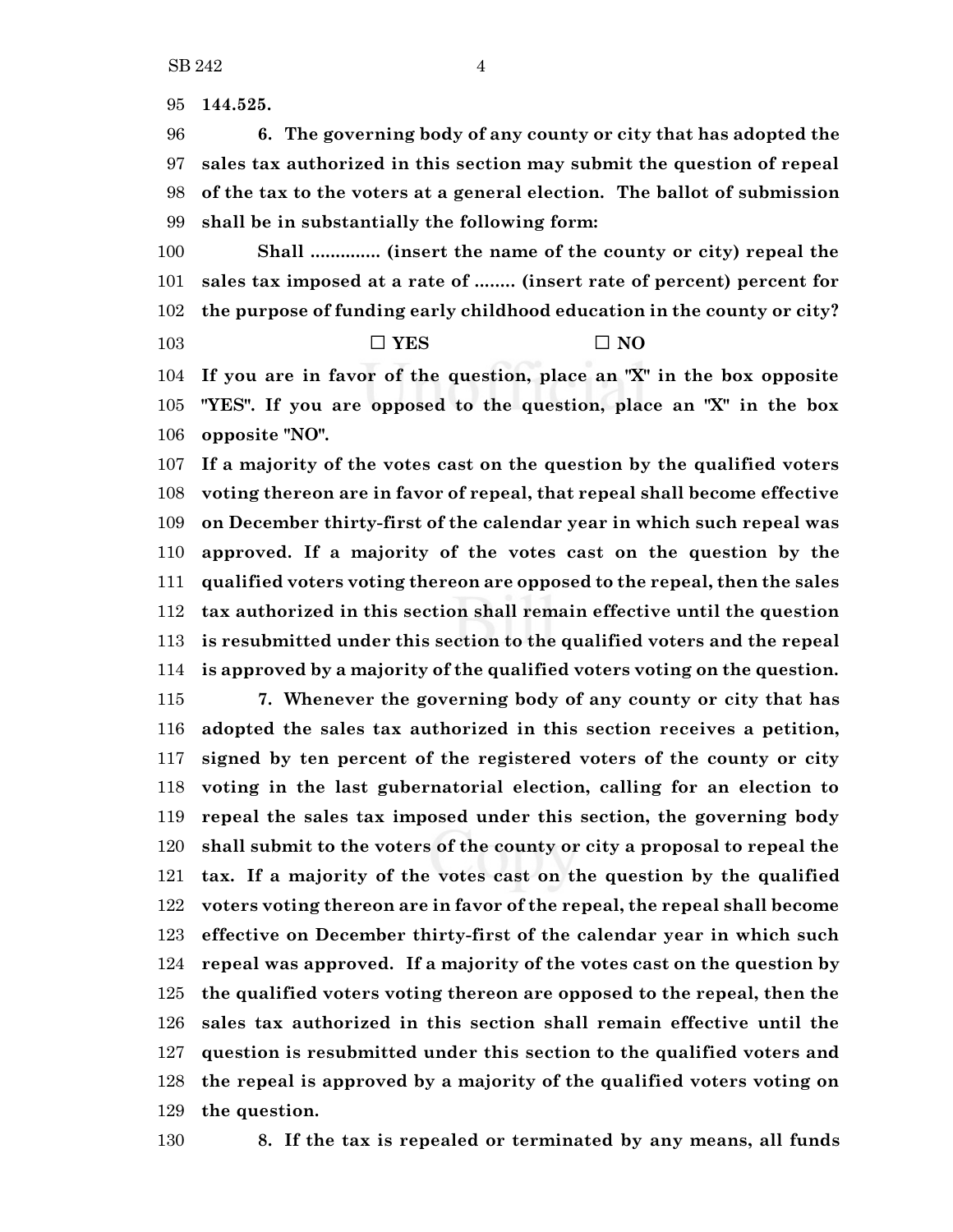**144.525.**

**6. The governing body of any county or city that has adopted the sales tax authorized in this section may submit the question of repeal of the tax to the voters at a general election. The ballot of submission shall be in substantially the following form:**

**Shall ............. (insert the name of the county or city) repeal the sales tax imposed at a rate of ........ (insert rate of percent) percent for the purpose of funding early childhood education in the county or city?**

**☐ YES ☐ NO**

**If you are in favor of the question, place an "X" in the box opposite "YES". If you are opposed to the question, place an "X" in the box opposite "NO".**

**If a majority of the votes cast on the question by the qualified voters voting thereon are in favor of repeal, that repeal shall become effective on December thirty-first of the calendar year in which such repeal was approved. If a majority of the votes cast on the question by the qualified voters voting thereon are opposed to the repeal, then the sales tax authorized in this section shall remain effective until the question is resubmitted under this section to the qualified voters and the repeal is approved by a majority of the qualified voters voting on the question.**

**7. Whenever the governing body of any county or city that has adopted the sales tax authorized in this section receives a petition, signed by ten percent of the registered voters of the county or city voting in the last gubernatorial election, calling for an election to repeal the sales tax imposed under this section, the governing body shall submit to the voters of the county or city a proposal to repeal the tax. If a majority of the votes cast on the question by the qualified voters voting thereon are in favor of the repeal, the repeal shall become effective on December thirty-first of the calendar year in which such repeal was approved. If a majority of the votes cast on the question by the qualified voters voting thereon are opposed to the repeal, then the sales tax authorized in this section shall remain effective until the question is resubmitted under this section to the qualified voters and the repeal is approved by a majority of the qualified voters voting on the question.**

**8. If the tax is repealed or terminated by any means, all funds**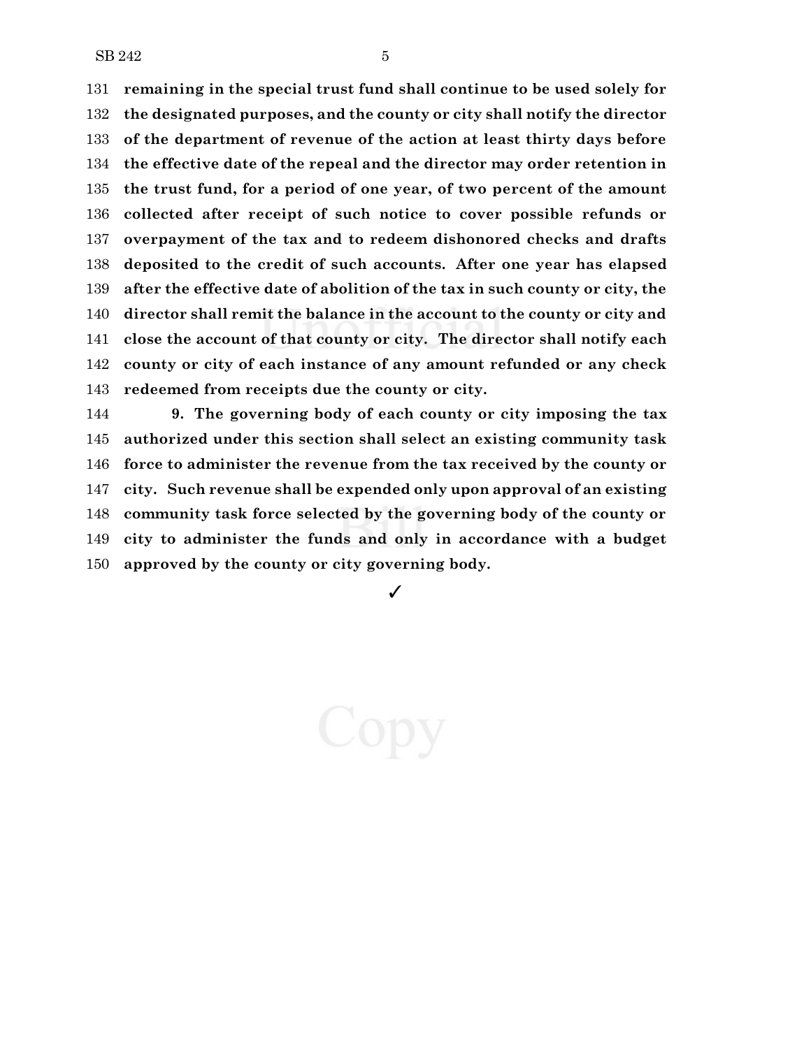**remaining in the special trust fund shall continue to be used solely for the designated purposes, and the county or city shall notify the director of the department of revenue of the action at least thirty days before the effective date of the repeal and the director may order retention in the trust fund, for a period of one year, of two percent of the amount collected after receipt of such notice to cover possible refunds or overpayment of the tax and to redeem dishonored checks and drafts deposited to the credit of such accounts. After one year has elapsed after the effective date of abolition of the tax in such county or city, the director shall remit the balance in the account to the county or city and close the account of that county or city. The director shall notify each county or city of each instance of any amount refunded or any check redeemed from receipts due the county or city.**

**9. The governing body of each county or city imposing the tax authorized under this section shall select an existing community task force to administer the revenue from the tax received by the county or city. Such revenue shall be expended only upon approval of an existing community task force selected by the governing body of the county or city to administer the funds and only in accordance with a budget approved by the county or city governing body.**

✓